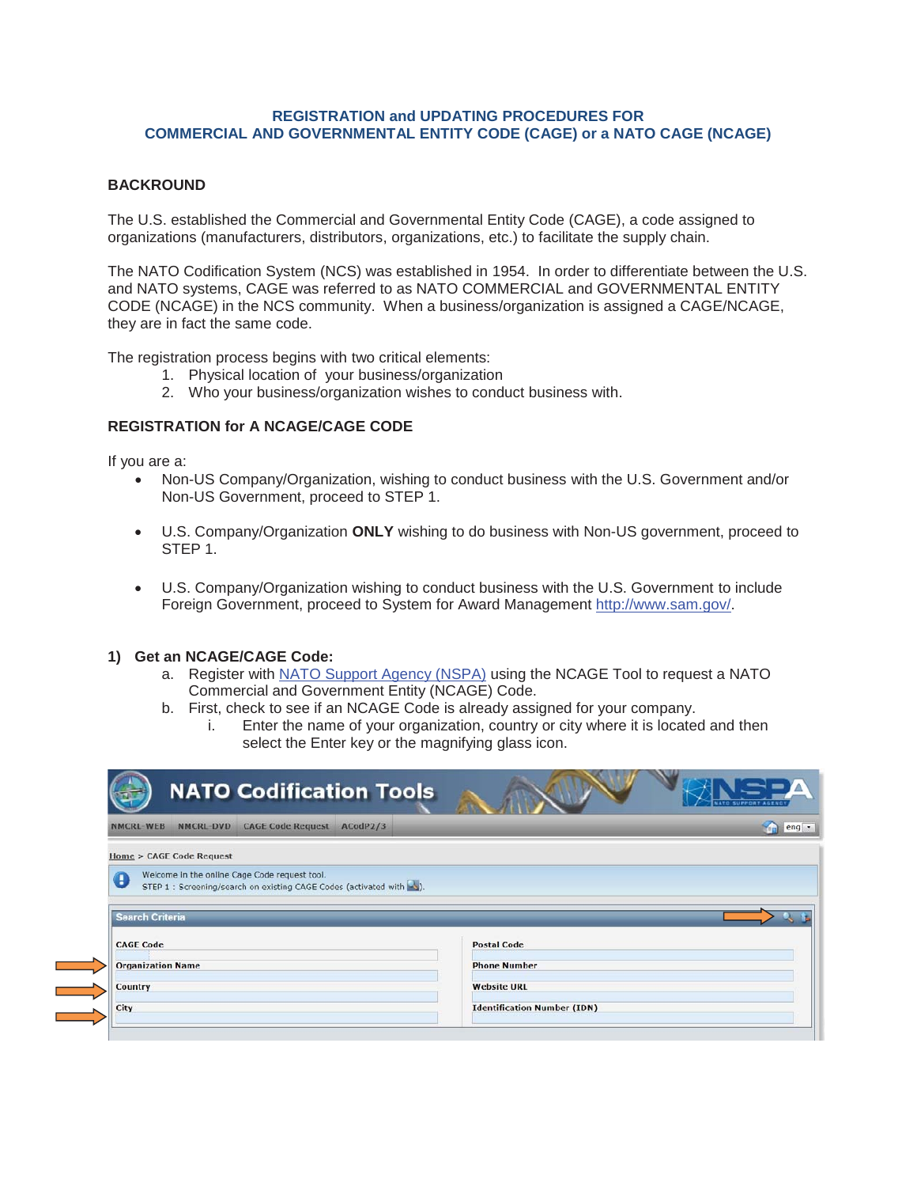# REGISTRATION and UPDATING PROCEDURES FOR COMMERCIAL AND GOVERNMENTAL ENTITY CODE (CAGE) or a NATO CAGE (NCAGE)

## BACKROUND

The U.S. established the Commercial and Governmental Entity Code (CAGE), a code assigned to organizations (manufacturers, distributors, organizations, etc.) to facilitate the supply chain.

The NATO Codification System (NCS) was established in 1954. In order to differentiate between the U.S. and NATO systems, CAGE was referred to as NATO COMMERCIAL and GOVERNMENTAL ENTITY CODE (NCAGE) in the NCS community. When a business/organization is assigned a CAGE/NCAGE, they are in fact the same code.

The registration process begins with two critical elements:

1. Physical location of your business/organization
2. Who your business/organization wishes to conduct business with.

## REGISTRATION for A NCAGE/CAGE CODE

If you are a:

- Non-US Company/Organization, wishing to conduct business with the U.S. Government and/or Non-US Government, proceed to STEP 1.
- U.S. Company/Organization **ONLY** wishing to do business with Non-US government, proceed to STEP 1.
- U.S. Company/Organization wishing to conduct business with the U.S. Government to include Foreign Government, proceed to System for Award Management http://www.sam.gov/.

### 1) Get an NCAGE/CAGE Code:

a. Register with NATO Support Agency (NSPA) using the NCAGE Tool to request a NATO Commercial and Government Entity (NCAGE) Code.

b. First, check to see if an NCAGE Code is already assigned for your company.

   i. Enter the name of your organization, country or city where it is located and then select the Enter key or the magnifying glass icon.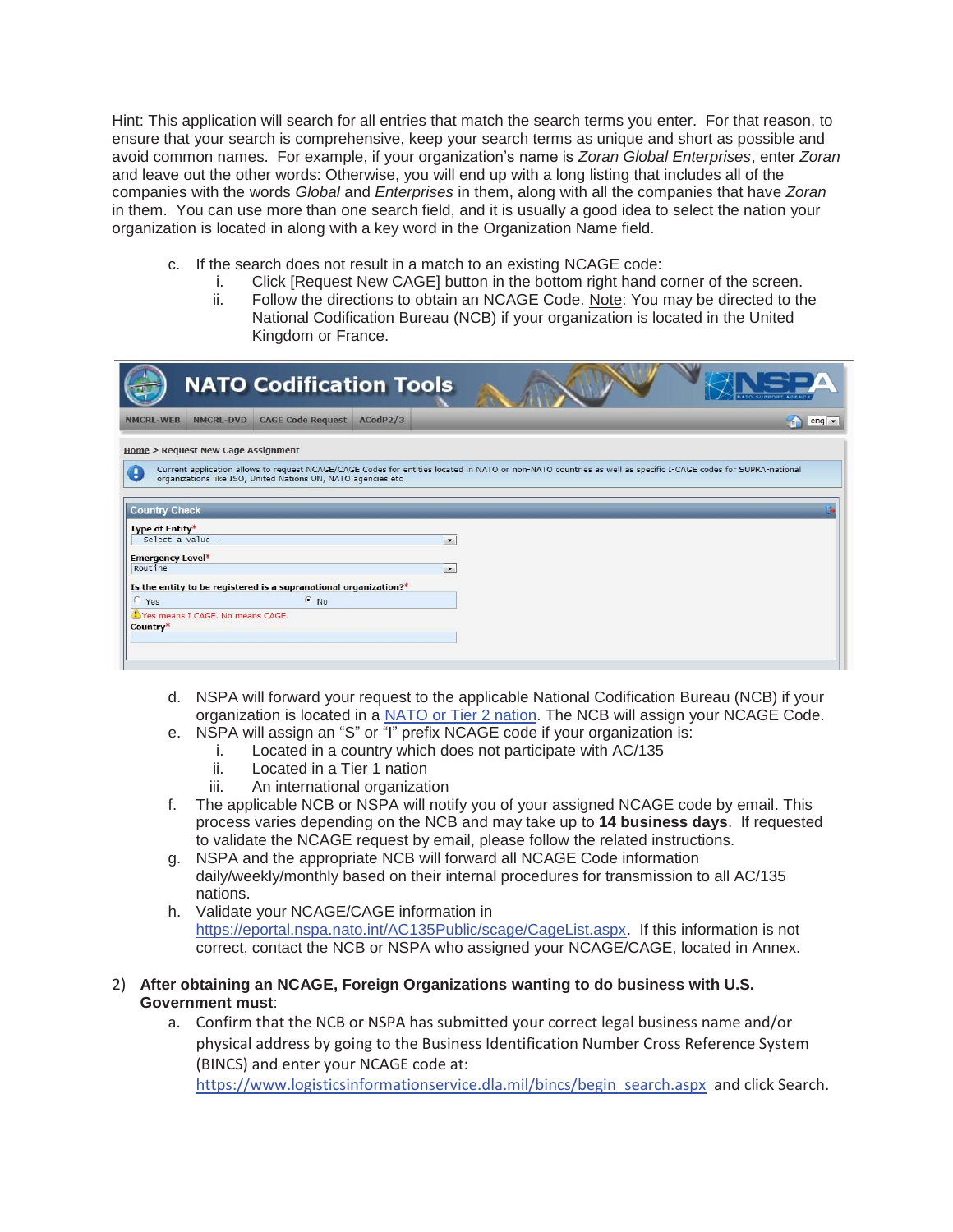Hint: This application will search for all entries that match the search terms you enter. For that reason, to ensure that your search is comprehensive, keep your search terms as unique and short as possible and avoid common names. For example, if your organization's name is *Zoran Global Enterprises*, enter *Zoran* and leave out the other words: Otherwise, you will end up with a long listing that includes all of the companies with the words *Global* and *Enterprises* in them, along with all the companies that have *Zoran* in them. You can use more than one search field, and it is usually a good idea to select the nation your organization is located in along with a key word in the Organization Name field.

c. If the search does not result in a match to an existing NCAGE code:
   i. Click [Request New CAGE] button in the bottom right hand corner of the screen.
   ii. Follow the directions to obtain an NCAGE Code. Note: You may be directed to the National Codification Bureau (NCB) if your organization is located in the United Kingdom or France.

d. NSPA will forward your request to the applicable National Codification Bureau (NCB) if your organization is located in a NATO or Tier 2 nation. The NCB will assign your NCAGE Code.

e. NSPA will assign an "S" or "I" prefix NCAGE code if your organization is:
   i. Located in a country which does not participate with AC/135
   ii. Located in a Tier 1 nation
   iii. An international organization

f. The applicable NCB or NSPA will notify you of your assigned NCAGE code by email. This process varies depending on the NCB and may take up to **14 business days**. If requested to validate the NCAGE request by email, please follow the related instructions.

g. NSPA and the appropriate NCB will forward all NCAGE Code information daily/weekly/monthly based on their internal procedures for transmission to all AC/135 nations.

h. Validate your NCAGE/CAGE information in https://eportal.nspa.nato.int/AC135Public/scage/CageList.aspx. If this information is not correct, contact the NCB or NSPA who assigned your NCAGE/CAGE, located in Annex.

2) **After obtaining an NCAGE, Foreign Organizations wanting to do business with U.S. Government must**:

   a. Confirm that the NCB or NSPA has submitted your correct legal business name and/or physical address by going to the Business Identification Number Cross Reference System (BINCS) and enter your NCAGE code at: https://www.logisticsinformationservice.dla.mil/bincs/begin_search.aspx and click Search.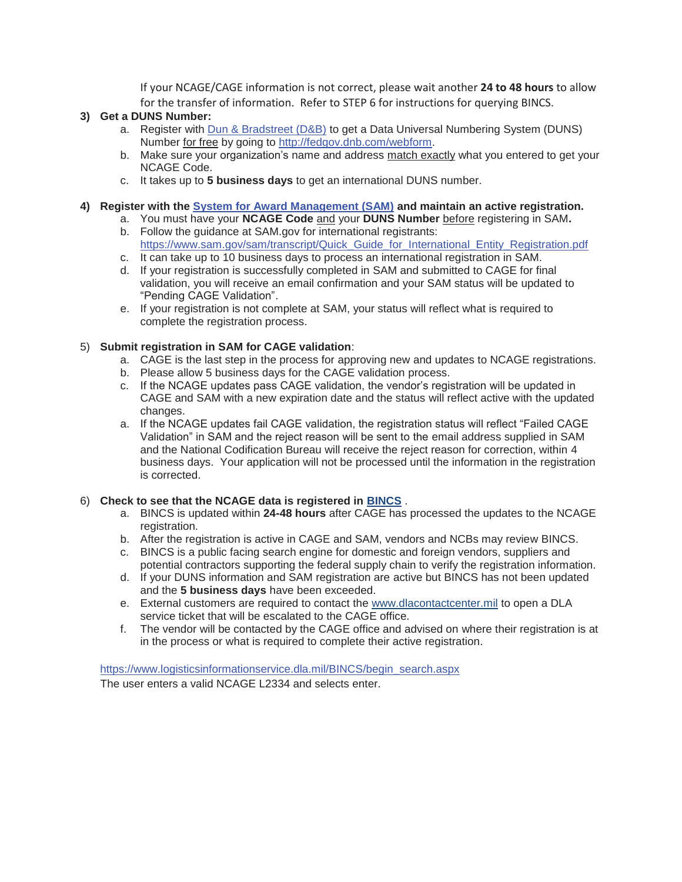If your NCAGE/CAGE information is not correct, please wait another **24 to 48 hours** to allow for the transfer of information. Refer to STEP 6 for instructions for querying BINCS.

**3) Get a DUNS Number:**

a. Register with [Dun & Bradstreet (D&B)]() to get a Data Universal Numbering System (DUNS) Number for free by going to [http://fedgov.dnb.com/webform](http://fedgov.dnb.com/webform).

b. Make sure your organization's name and address match exactly what you entered to get your NCAGE Code.

c. It takes up to **5 business days** to get an international DUNS number.

**4) Register with the [System for Award Management (SAM)]() and maintain an active registration.**

a. You must have your **NCAGE Code** and your **DUNS Number** before registering in SAM**.**

b. Follow the guidance at SAM.gov for international registrants: [https://www.sam.gov/sam/transcript/Quick_Guide_for_International_Entity_Registration.pdf](https://www.sam.gov/sam/transcript/Quick_Guide_for_International_Entity_Registration.pdf)

c. It can take up to 10 business days to process an international registration in SAM.

d. If your registration is successfully completed in SAM and submitted to CAGE for final validation, you will receive an email confirmation and your SAM status will be updated to "Pending CAGE Validation".

e. If your registration is not complete at SAM, your status will reflect what is required to complete the registration process.

5) **Submit registration in SAM for CAGE validation**:

a. CAGE is the last step in the process for approving new and updates to NCAGE registrations.

b. Please allow 5 business days for the CAGE validation process.

c. If the NCAGE updates pass CAGE validation, the vendor's registration will be updated in CAGE and SAM with a new expiration date and the status will reflect active with the updated changes.

a. If the NCAGE updates fail CAGE validation, the registration status will reflect "Failed CAGE Validation" in SAM and the reject reason will be sent to the email address supplied in SAM and the National Codification Bureau will receive the reject reason for correction, within 4 business days. Your application will not be processed until the information in the registration is corrected.

6) **Check to see that the NCAGE data is registered in [BINCS]()** .

a. BINCS is updated within **24-48 hours** after CAGE has processed the updates to the NCAGE registration.

b. After the registration is active in CAGE and SAM, vendors and NCBs may review BINCS.

c. BINCS is a public facing search engine for domestic and foreign vendors, suppliers and potential contractors supporting the federal supply chain to verify the registration information.

d. If your DUNS information and SAM registration are active but BINCS has not been updated and the **5 business days** have been exceeded.

e. External customers are required to contact the [www.dlacontactcenter.mil](www.dlacontactcenter.mil) to open a DLA service ticket that will be escalated to the CAGE office.

f. The vendor will be contacted by the CAGE office and advised on where their registration is at in the process or what is required to complete their active registration.

[https://www.logisticsinformationservice.dla.mil/BINCS/begin_search.aspx](https://www.logisticsinformationservice.dla.mil/BINCS/begin_search.aspx)
The user enters a valid NCAGE L2334 and selects enter.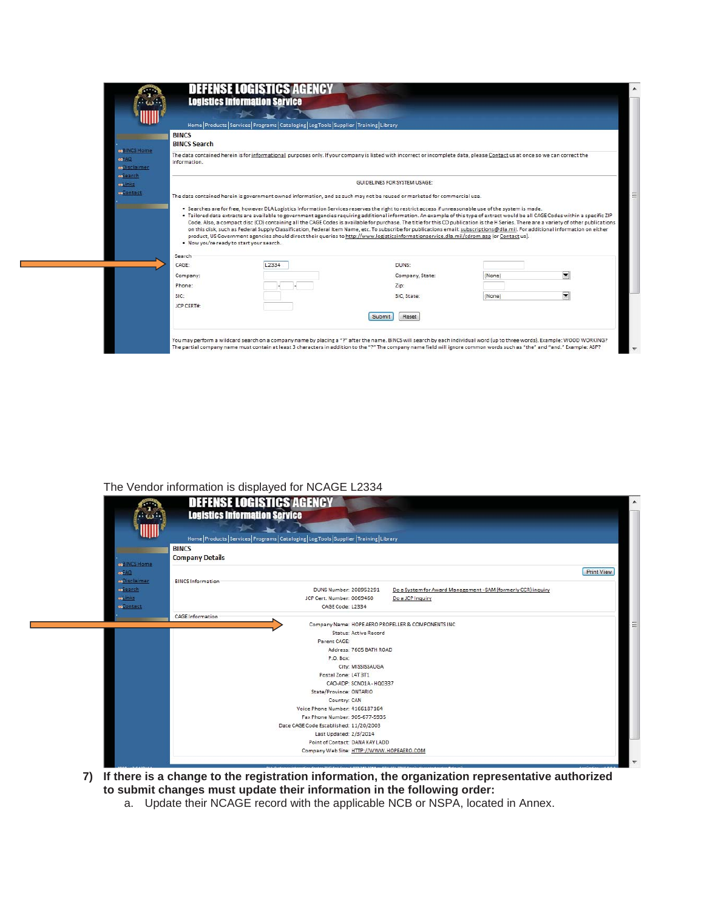DEFENSE LOGISTICS AGENCY
Logistics Information Service

Home | Products | Services | Programs | Cataloging | LogTools | Supplier | Training | Library

BINCS Home
FAQ
Disclaimer
Search
Links
Contact

**BINCS**
**BINCS Search**

The data contained herein is for informational purposes only. If your company is listed with incorrect or incomplete data, please Contact us at once so we can correct the information.

GUIDELINES FOR SYSTEM USAGE:

The data contained herein is government owned information, and as such may not be reused or marketed for commercial use.

- Searches are for free, however DLA Logistics Information Services reserves the right to restrict access if unreasonable use of the system is made.
- Tailored data extracts are available to government agencies requiring additional information. An example of this type of extract would be all CAGE Codes within a specific ZIP Code. Also, a compact disc (CD) containing all the CAGE Codes is available for purchase. The title for this CD publication is the H Series. There are a variety of other publications on this disk, such as Federal Supply Classification, Federal Item Name, etc. To subscribe for publications email: subscriptions@dla.mil. For additional information on either product, US Government agencies should direct their queries to http://www.logisticsinformationservice.dla.mil/cdrom.asp or Contact us).
- Now you're ready to start your search.

Search

| | | | |
|---|---|---|---|
| CAGE: | L2334 | DUNS: | |
| Company: | | Company, State: | (None) |
| Phone: | - - | Zip: | |
| SIC: | | SIC, State: | (None) |
| JCP CERT#: | | | |

Submit | Reset

You may perform a wildcard search on a company name by placing a "?" after the name. BINCS will search by each individual word (up to three words). Example: WOOD WORKING? The partial company name must contain at least 3 characters in addition to the "?" The company name field will ignore common words such as "the" and "and." Example: ASP?

The Vendor information is displayed for NCAGE L2334

DEFENSE LOGISTICS AGENCY
Logistics Information Service

Home | Products | Services | Programs | Cataloging | LogTools | Supplier | Training | Library

**BINCS**
**Company Details**

Print View

BINCS Information

DUNS Number: 208952291 — Do a System for Award Management - SAM (formerly CCR) inquiry
JCP Cert. Number: 0069450 — Do a JCP Inquiry
CAGE Code: L2334

CAGE Information

Company Name: HOPE AERO PROPELLER & COMPONENTS INC
Status: Active Record
Parent CAGE:
Address: 7605 BATH ROAD
P.O. Box:
City: MISSISSAUGA
Postal Zone: L4T 3T1
CAO-ADP: SCN01A - HQ0337
State/Province: ONTARIO
Country: CAN
Voice Phone Number: 4166187164
Fax Phone Number: 905-677-5935
Date CAGE Code Established: 11/20/2003
Last Updated: 2/3/2014
Point of Contact: DANA KAY LADD
Company Web Site: HTTP://WWW.HOPEAERO.COM

**7) If there is a change to the registration information, the organization representative authorized to submit changes must update their information in the following order:**

a. Update their NCAGE record with the applicable NCB or NSPA, located in Annex.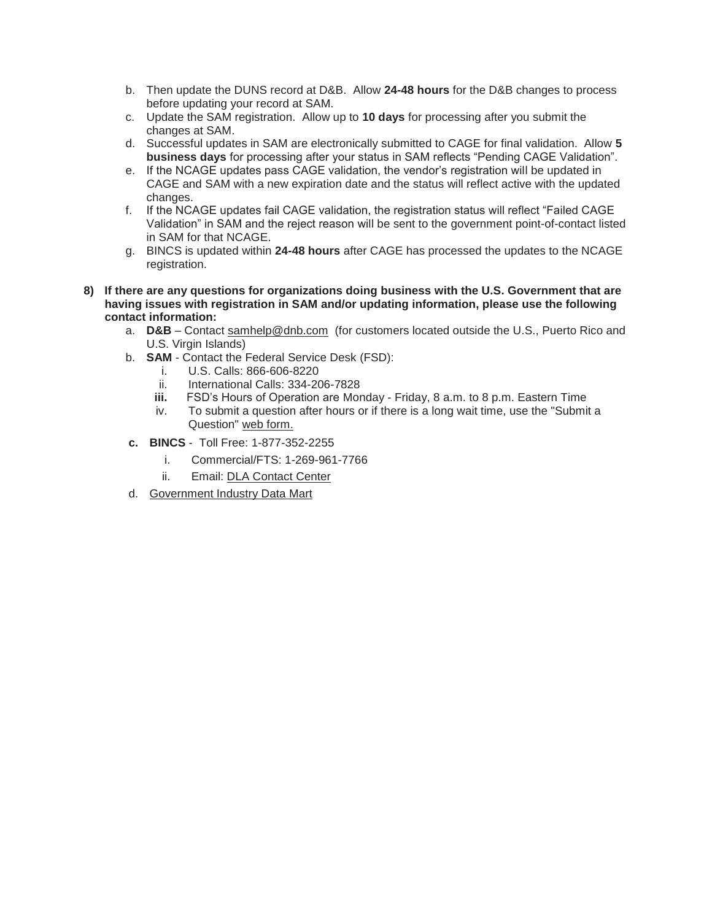b. Then update the DUNS record at D&B. Allow **24-48 hours** for the D&B changes to process before updating your record at SAM.
c. Update the SAM registration. Allow up to **10 days** for processing after you submit the changes at SAM.
d. Successful updates in SAM are electronically submitted to CAGE for final validation. Allow **5 business days** for processing after your status in SAM reflects “Pending CAGE Validation”.
e. If the NCAGE updates pass CAGE validation, the vendor’s registration will be updated in CAGE and SAM with a new expiration date and the status will reflect active with the updated changes.
f. If the NCAGE updates fail CAGE validation, the registration status will reflect “Failed CAGE Validation” in SAM and the reject reason will be sent to the government point-of-contact listed in SAM for that NCAGE.
g. BINCS is updated within **24-48 hours** after CAGE has processed the updates to the NCAGE registration.

**8) If there are any questions for organizations doing business with the U.S. Government that are having issues with registration in SAM and/or updating information, please use the following contact information:**

a. **D&B** – Contact samhelp@dnb.com (for customers located outside the U.S., Puerto Rico and U.S. Virgin Islands)
b. **SAM** - Contact the Federal Service Desk (FSD):
   i. U.S. Calls: 866-606-8220
   ii. International Calls: 334-206-7828
   **iii.** FSD’s Hours of Operation are Monday - Friday, 8 a.m. to 8 p.m. Eastern Time
   iv. To submit a question after hours or if there is a long wait time, use the "Submit a Question" web form.
**c.** **BINCS** - Toll Free: 1-877-352-2255
   i. Commercial/FTS: 1-269-961-7766
   ii. Email: DLA Contact Center
d. Government Industry Data Mart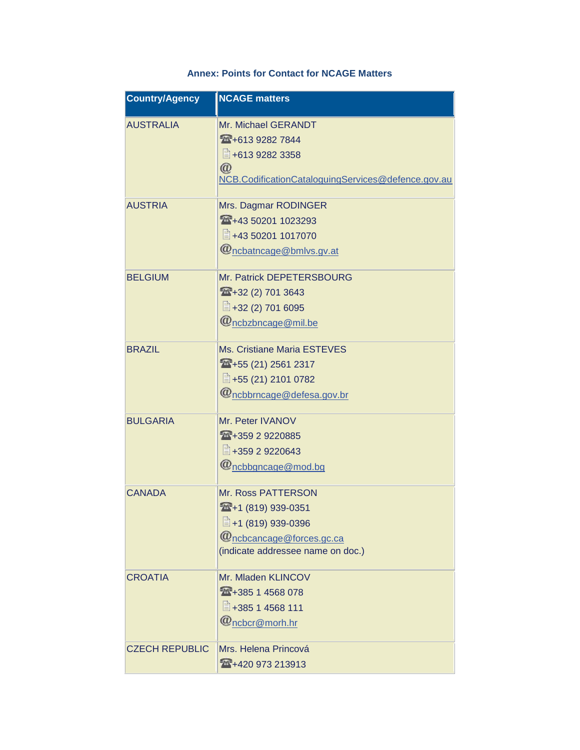**Annex: Points for Contact for NCAGE Matters**

| Country/Agency | NCAGE matters |
| --- | --- |
| AUSTRALIA | Mr. Michael GERANDT<br>☎+613 9282 7844<br>+613 9282 3358<br>@ NCB.CodificationCataloguingServices@defence.gov.au |
| AUSTRIA | Mrs. Dagmar RODINGER<br>☎+43 50201 1023293<br>+43 50201 1017070<br>@ncbatncage@bmlvs.gv.at |
| BELGIUM | Mr. Patrick DEPETERSBOURG<br>☎+32 (2) 701 3643<br>+32 (2) 701 6095<br>@ncbzbncage@mil.be |
| BRAZIL | Ms. Cristiane Maria ESTEVES<br>☎+55 (21) 2561 2317<br>+55 (21) 2101 0782<br>@ncbbrncage@defesa.gov.br |
| BULGARIA | Mr. Peter IVANOV<br>☎+359 2 9220885<br>+359 2 9220643<br>@ncbbgncage@mod.bg |
| CANADA | Mr. Ross PATTERSON<br>☎+1 (819) 939-0351<br>+1 (819) 939-0396<br>@ncbcancage@forces.gc.ca<br>(indicate addressee name on doc.) |
| CROATIA | Mr. Mladen KLINCOV<br>☎+385 1 4568 078<br>+385 1 4568 111<br>@ncbcr@morh.hr |
| CZECH REPUBLIC | Mrs. Helena Princová<br>☎+420 973 213913 |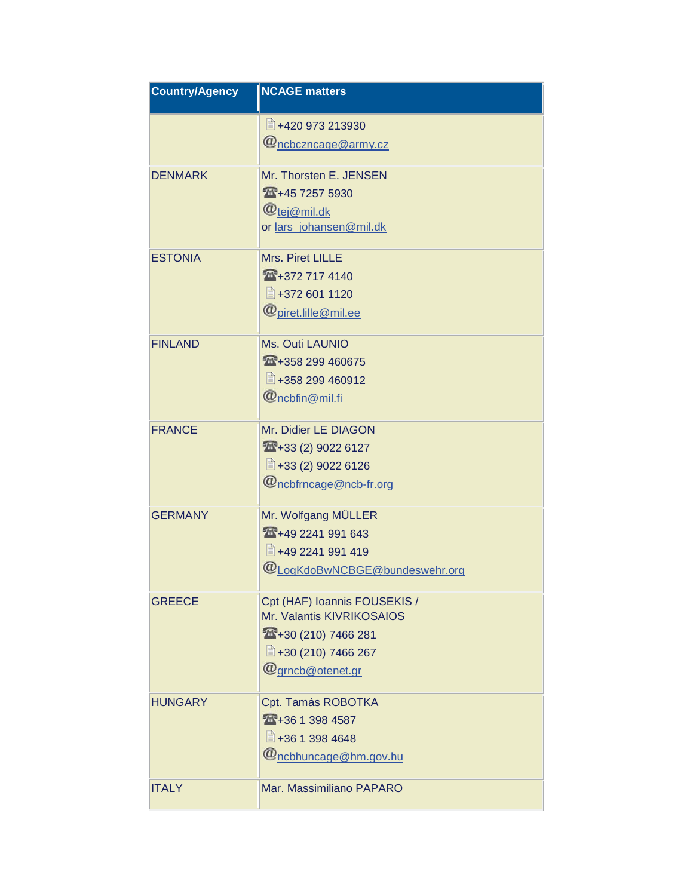| Country/Agency | NCAGE matters |
| --- | --- |
| | +420 973 213930<br>@ncbczncage@army.cz |
| DENMARK | Mr. Thorsten E. JENSEN<br>+45 7257 5930<br>@tej@mil.dk<br>or lars_johansen@mil.dk |
| ESTONIA | Mrs. Piret LILLE<br>+372 717 4140<br>+372 601 1120<br>@piret.lille@mil.ee |
| FINLAND | Ms. Outi LAUNIO<br>+358 299 460675<br>+358 299 460912<br>@ncbfin@mil.fi |
| FRANCE | Mr. Didier LE DIAGON<br>+33 (2) 9022 6127<br>+33 (2) 9022 6126<br>@ncbfrncage@ncb-fr.org |
| GERMANY | Mr. Wolfgang MÜLLER<br>+49 2241 991 643<br>+49 2241 991 419<br>@LogKdoBwNCBGE@bundeswehr.org |
| GREECE | Cpt (HAF) Ioannis FOUSEKIS /<br>Mr. Valantis KIVRIKOSAIOS<br>+30 (210) 7466 281<br>+30 (210) 7466 267<br>@grncb@otenet.gr |
| HUNGARY | Cpt. Tamás ROBOTKA<br>+36 1 398 4587<br>+36 1 398 4648<br>@ncbhuncage@hm.gov.hu |
| ITALY | Mar. Massimiliano PAPARO |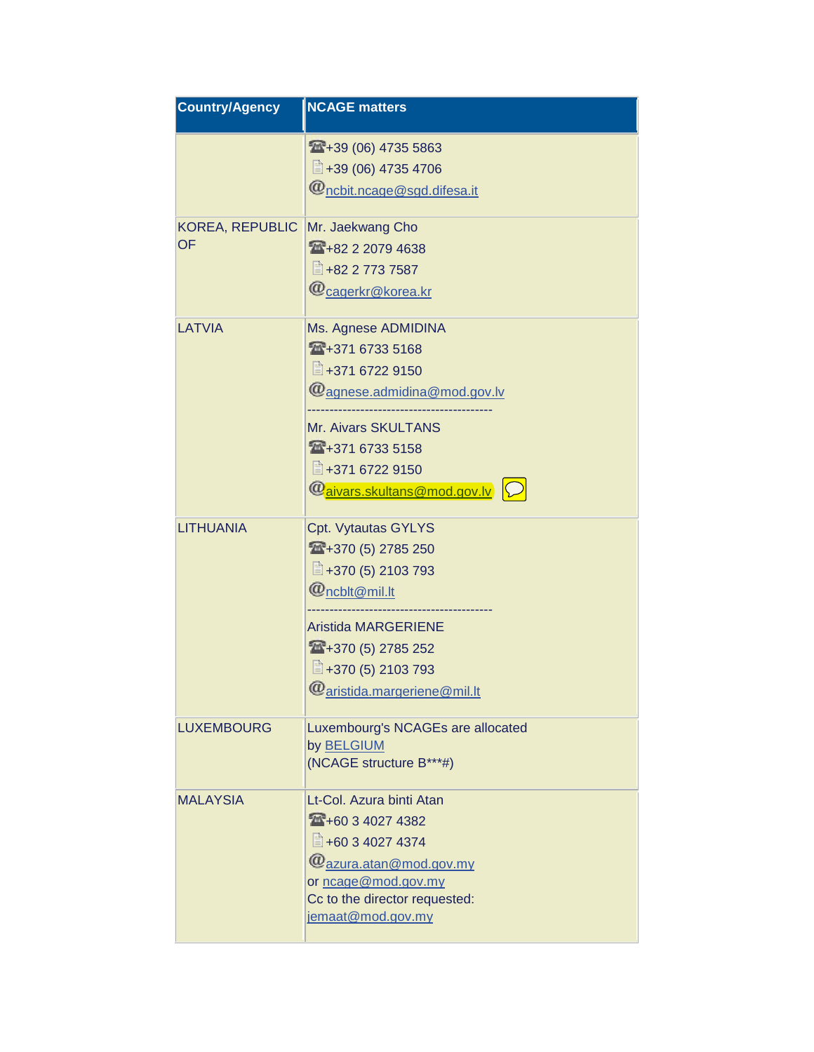| Country/Agency | NCAGE matters |
| --- | --- |
| | ☎+39 (06) 4735 5863<br>+39 (06) 4735 4706<br>@ncbit.ncage@sgd.difesa.it |
| KOREA, REPUBLIC OF | Mr. Jaekwang Cho<br>☎+82 2 2079 4638<br>+82 2 773 7587<br>@cagerkr@korea.kr |
| LATVIA | Ms. Agnese ADMIDINA<br>☎+371 6733 5168<br>+371 6722 9150<br>@agnese.admidina@mod.gov.lv<br>------------------------------------------<br>Mr. Aivars SKULTANS<br>☎+371 6733 5158<br>+371 6722 9150<br>@aivars.skultans@mod.gov.lv |
| LITHUANIA | Cpt. Vytautas GYLYS<br>☎+370 (5) 2785 250<br>+370 (5) 2103 793<br>@ncblt@mil.lt<br>------------------------------------------<br>Aristida MARGERIENE<br>☎+370 (5) 2785 252<br>+370 (5) 2103 793<br>@aristida.margeriene@mil.lt |
| LUXEMBOURG | Luxembourg's NCAGEs are allocated by BELGIUM<br>(NCAGE structure B***#) |
| MALAYSIA | Lt-Col. Azura binti Atan<br>☎+60 3 4027 4382<br>+60 3 4027 4374<br>@azura.atan@mod.gov.my<br>or ncage@mod.gov.my<br>Cc to the director requested:<br>jemaat@mod.gov.my |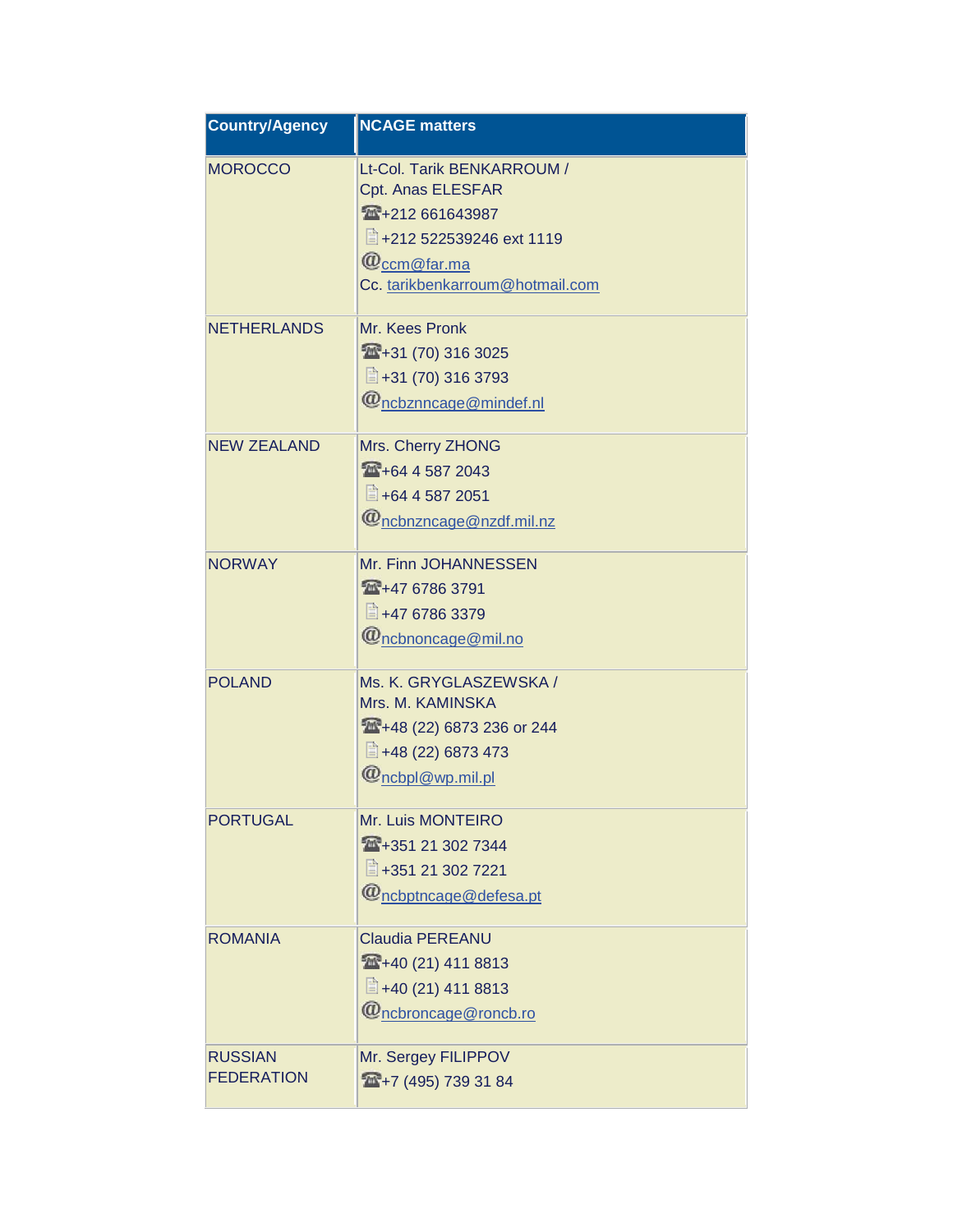| Country/Agency | NCAGE matters |
| --- | --- |
| MOROCCO | Lt-Col. Tarik BENKARROUM / Cpt. Anas ELESFAR<br>☎+212 661643987<br>+212 522539246 ext 1119<br>@ccm@far.ma<br>Cc. tarikbenkarroum@hotmail.com |
| NETHERLANDS | Mr. Kees Pronk<br>☎+31 (70) 316 3025<br>+31 (70) 316 3793<br>@ncbznncage@mindef.nl |
| NEW ZEALAND | Mrs. Cherry ZHONG<br>☎+64 4 587 2043<br>+64 4 587 2051<br>@ncbnzncage@nzdf.mil.nz |
| NORWAY | Mr. Finn JOHANNESSEN<br>☎+47 6786 3791<br>+47 6786 3379<br>@ncbnoncage@mil.no |
| POLAND | Ms. K. GRYGLASZEWSKA / Mrs. M. KAMINSKA<br>☎+48 (22) 6873 236 or 244<br>+48 (22) 6873 473<br>@ncbpl@wp.mil.pl |
| PORTUGAL | Mr. Luis MONTEIRO<br>☎+351 21 302 7344<br>+351 21 302 7221<br>@ncbptncage@defesa.pt |
| ROMANIA | Claudia PEREANU<br>☎+40 (21) 411 8813<br>+40 (21) 411 8813<br>@ncbroncage@roncb.ro |
| RUSSIAN FEDERATION | Mr. Sergey FILIPPOV<br>☎+7 (495) 739 31 84 |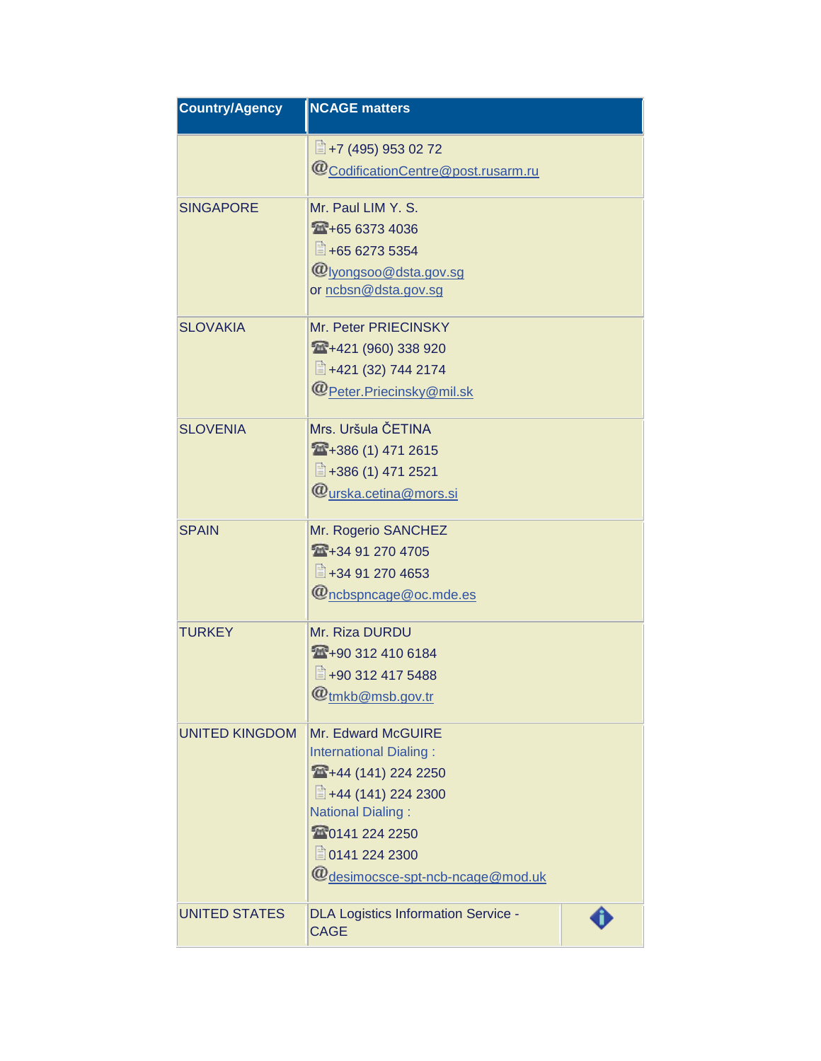| Country/Agency | NCAGE matters |
|---|---|
| | +7 (495) 953 02 72<br>CodificationCentre@post.rusarm.ru |
| SINGAPORE | Mr. Paul LIM Y. S.<br>+65 6373 4036<br>+65 6273 5354<br>lyongsoo@dsta.gov.sg<br>or ncbsn@dsta.gov.sg |
| SLOVAKIA | Mr. Peter PRIECINSKY<br>+421 (960) 338 920<br>+421 (32) 744 2174<br>Peter.Priecinsky@mil.sk |
| SLOVENIA | Mrs. Uršula ČETINA<br>+386 (1) 471 2615<br>+386 (1) 471 2521<br>urska.cetina@mors.si |
| SPAIN | Mr. Rogerio SANCHEZ<br>+34 91 270 4705<br>+34 91 270 4653<br>ncbspncage@oc.mde.es |
| TURKEY | Mr. Riza DURDU<br>+90 312 410 6184<br>+90 312 417 5488<br>tmkb@msb.gov.tr |
| UNITED KINGDOM | Mr. Edward McGUIRE<br>International Dialing :<br>+44 (141) 224 2250<br>+44 (141) 224 2300<br>National Dialing :<br>0141 224 2250<br>0141 224 2300<br>desimocsce-spt-ncb-ncage@mod.uk |
| UNITED STATES | DLA Logistics Information Service - CAGE |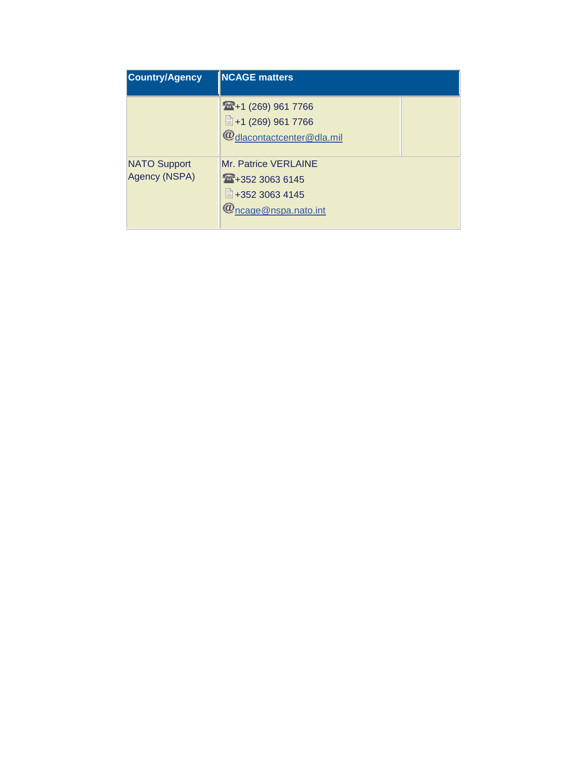| Country/Agency | NCAGE matters | |
|---|---|---|
| | ☎+1 (269) 961 7766<br>+1 (269) 961 7766<br>@dlacontactcenter@dla.mil | |
| NATO Support Agency (NSPA) | Mr. Patrice VERLAINE<br>☎+352 3063 6145<br>+352 3063 4145<br>@ncage@nspa.nato.int | |